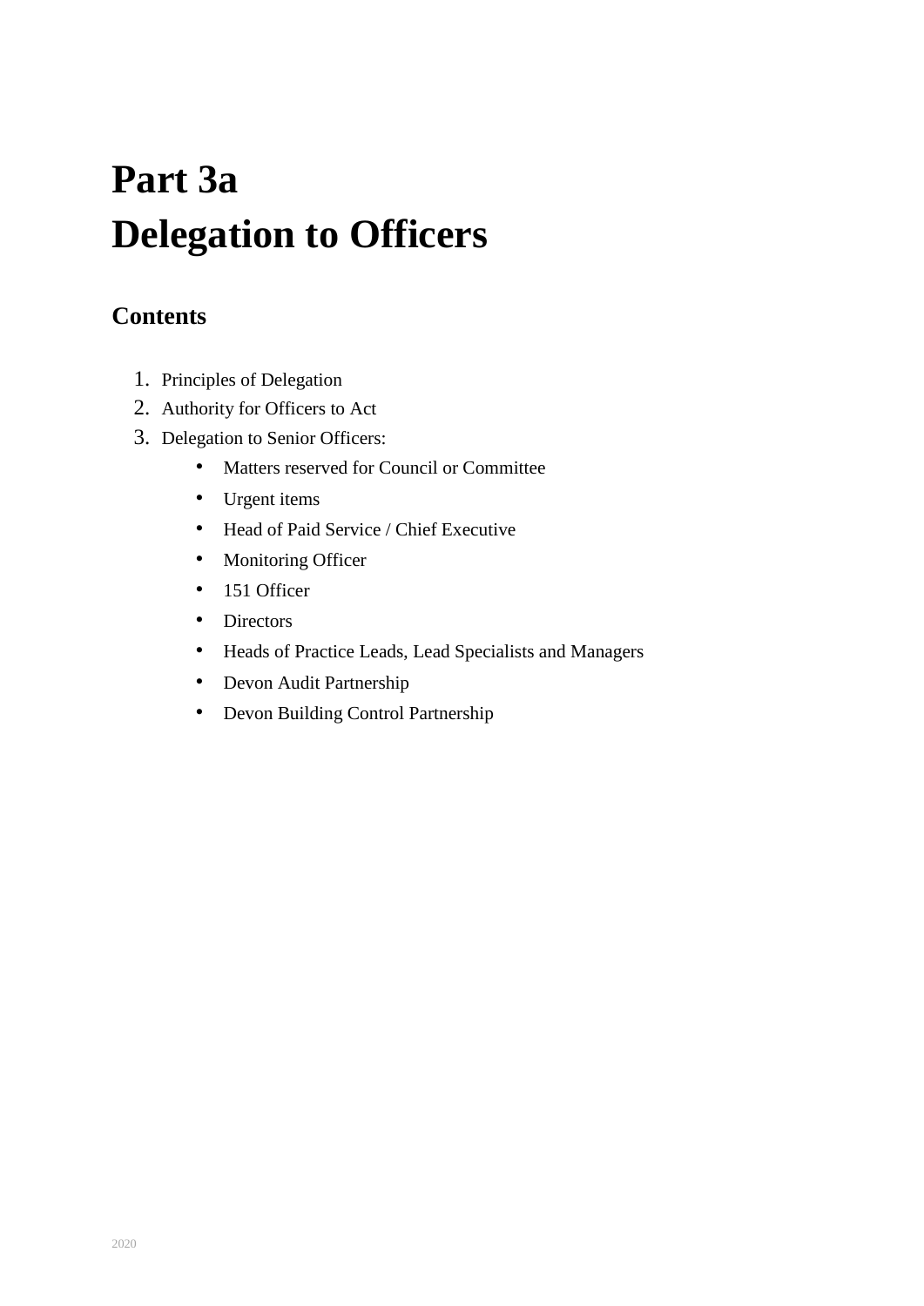# Part 3a
# Delegation to Officers

## Contents

1. Principles of Delegation
2. Authority for Officers to Act
3. Delegation to Senior Officers:
    - Matters reserved for Council or Committee
    - Urgent items
    - Head of Paid Service / Chief Executive
    - Monitoring Officer
    - 151 Officer
    - Directors
    - Heads of Practice Leads, Lead Specialists and Managers
    - Devon Audit Partnership
    - Devon Building Control Partnership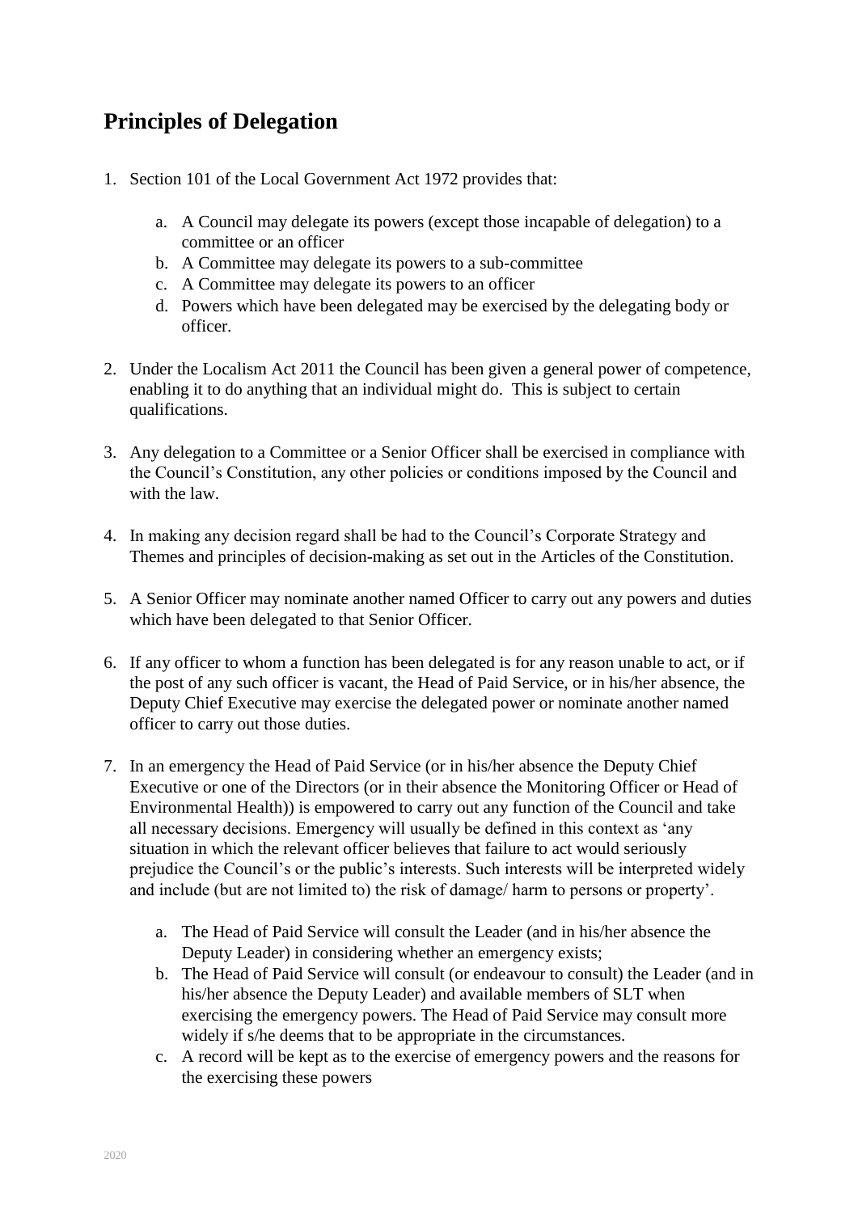## Principles of Delegation

1. Section 101 of the Local Government Act 1972 provides that:

    a. A Council may delegate its powers (except those incapable of delegation) to a committee or an officer
    b. A Committee may delegate its powers to a sub-committee
    c. A Committee may delegate its powers to an officer
    d. Powers which have been delegated may be exercised by the delegating body or officer.

2. Under the Localism Act 2011 the Council has been given a general power of competence, enabling it to do anything that an individual might do. This is subject to certain qualifications.

3. Any delegation to a Committee or a Senior Officer shall be exercised in compliance with the Council's Constitution, any other policies or conditions imposed by the Council and with the law.

4. In making any decision regard shall be had to the Council's Corporate Strategy and Themes and principles of decision-making as set out in the Articles of the Constitution.

5. A Senior Officer may nominate another named Officer to carry out any powers and duties which have been delegated to that Senior Officer.

6. If any officer to whom a function has been delegated is for any reason unable to act, or if the post of any such officer is vacant, the Head of Paid Service, or in his/her absence, the Deputy Chief Executive may exercise the delegated power or nominate another named officer to carry out those duties.

7. In an emergency the Head of Paid Service (or in his/her absence the Deputy Chief Executive or one of the Directors (or in their absence the Monitoring Officer or Head of Environmental Health)) is empowered to carry out any function of the Council and take all necessary decisions. Emergency will usually be defined in this context as 'any situation in which the relevant officer believes that failure to act would seriously prejudice the Council's or the public's interests. Such interests will be interpreted widely and include (but are not limited to) the risk of damage/ harm to persons or property'.

    a. The Head of Paid Service will consult the Leader (and in his/her absence the Deputy Leader) in considering whether an emergency exists;
    b. The Head of Paid Service will consult (or endeavour to consult) the Leader (and in his/her absence the Deputy Leader) and available members of SLT when exercising the emergency powers. The Head of Paid Service may consult more widely if s/he deems that to be appropriate in the circumstances.
    c. A record will be kept as to the exercise of emergency powers and the reasons for the exercising these powers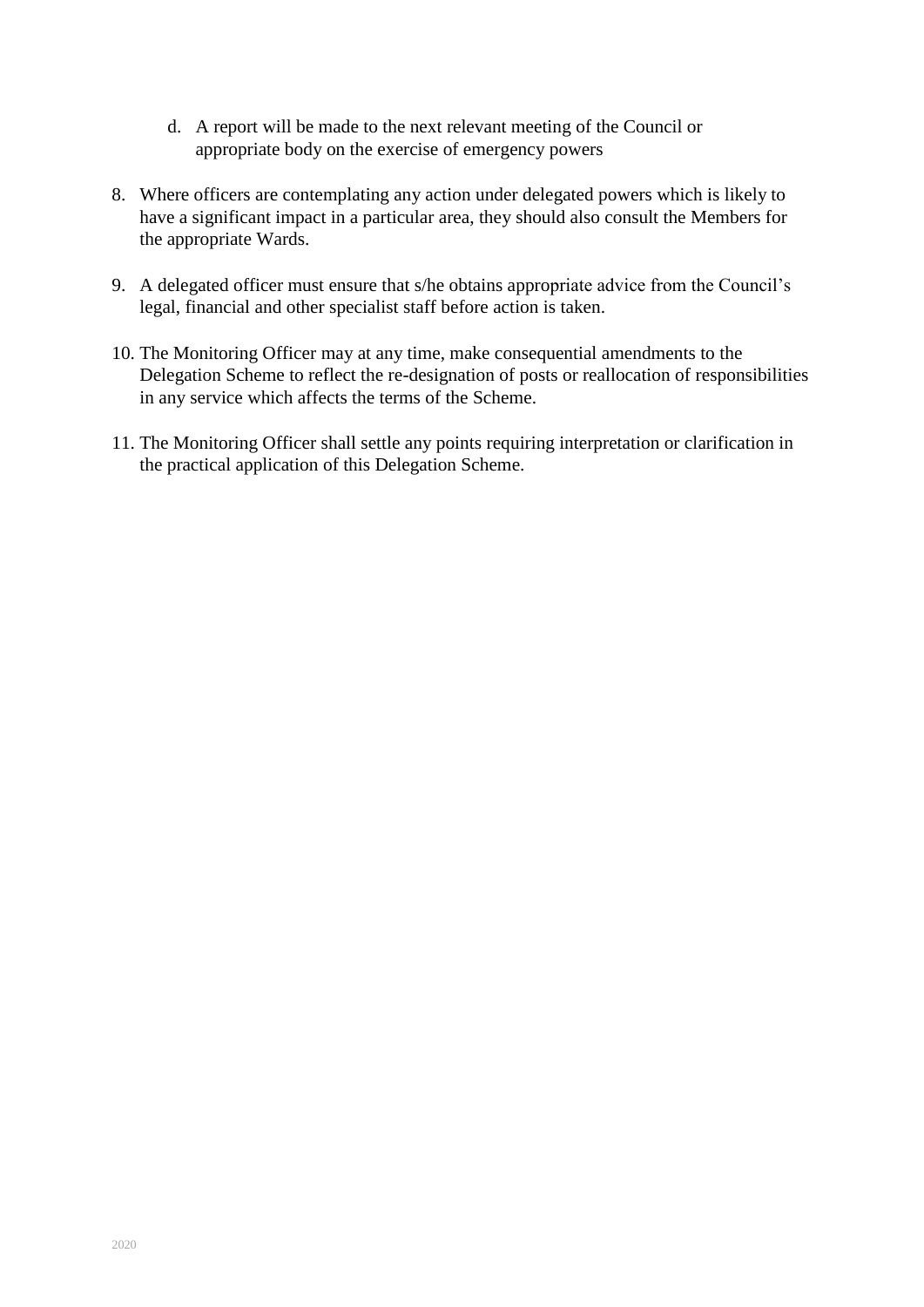d. A report will be made to the next relevant meeting of the Council or appropriate body on the exercise of emergency powers

8. Where officers are contemplating any action under delegated powers which is likely to have a significant impact in a particular area, they should also consult the Members for the appropriate Wards.

9. A delegated officer must ensure that s/he obtains appropriate advice from the Council's legal, financial and other specialist staff before action is taken.

10. The Monitoring Officer may at any time, make consequential amendments to the Delegation Scheme to reflect the re-designation of posts or reallocation of responsibilities in any service which affects the terms of the Scheme.

11. The Monitoring Officer shall settle any points requiring interpretation or clarification in the practical application of this Delegation Scheme.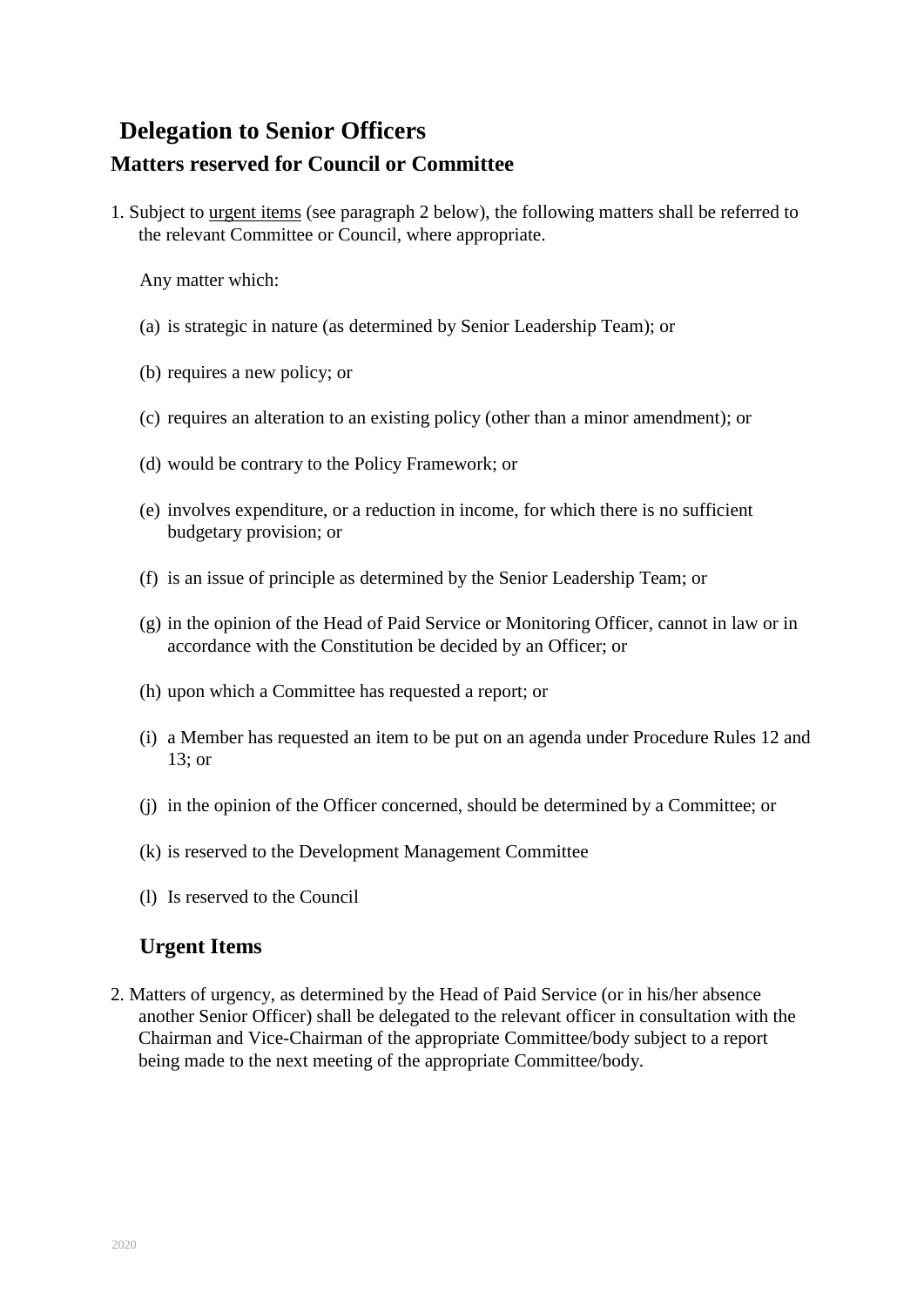## Delegation to Senior Officers

### Matters reserved for Council or Committee

1. Subject to urgent items (see paragraph 2 below), the following matters shall be referred to the relevant Committee or Council, where appropriate.

   Any matter which:

   (a) is strategic in nature (as determined by Senior Leadership Team); or

   (b) requires a new policy; or

   (c) requires an alteration to an existing policy (other than a minor amendment); or

   (d) would be contrary to the Policy Framework; or

   (e) involves expenditure, or a reduction in income, for which there is no sufficient budgetary provision; or

   (f) is an issue of principle as determined by the Senior Leadership Team; or

   (g) in the opinion of the Head of Paid Service or Monitoring Officer, cannot in law or in accordance with the Constitution be decided by an Officer; or

   (h) upon which a Committee has requested a report; or

   (i) a Member has requested an item to be put on an agenda under Procedure Rules 12 and 13; or

   (j) in the opinion of the Officer concerned, should be determined by a Committee; or

   (k) is reserved to the Development Management Committee

   (l) Is reserved to the Council

### Urgent Items

2. Matters of urgency, as determined by the Head of Paid Service (or in his/her absence another Senior Officer) shall be delegated to the relevant officer in consultation with the Chairman and Vice-Chairman of the appropriate Committee/body subject to a report being made to the next meeting of the appropriate Committee/body.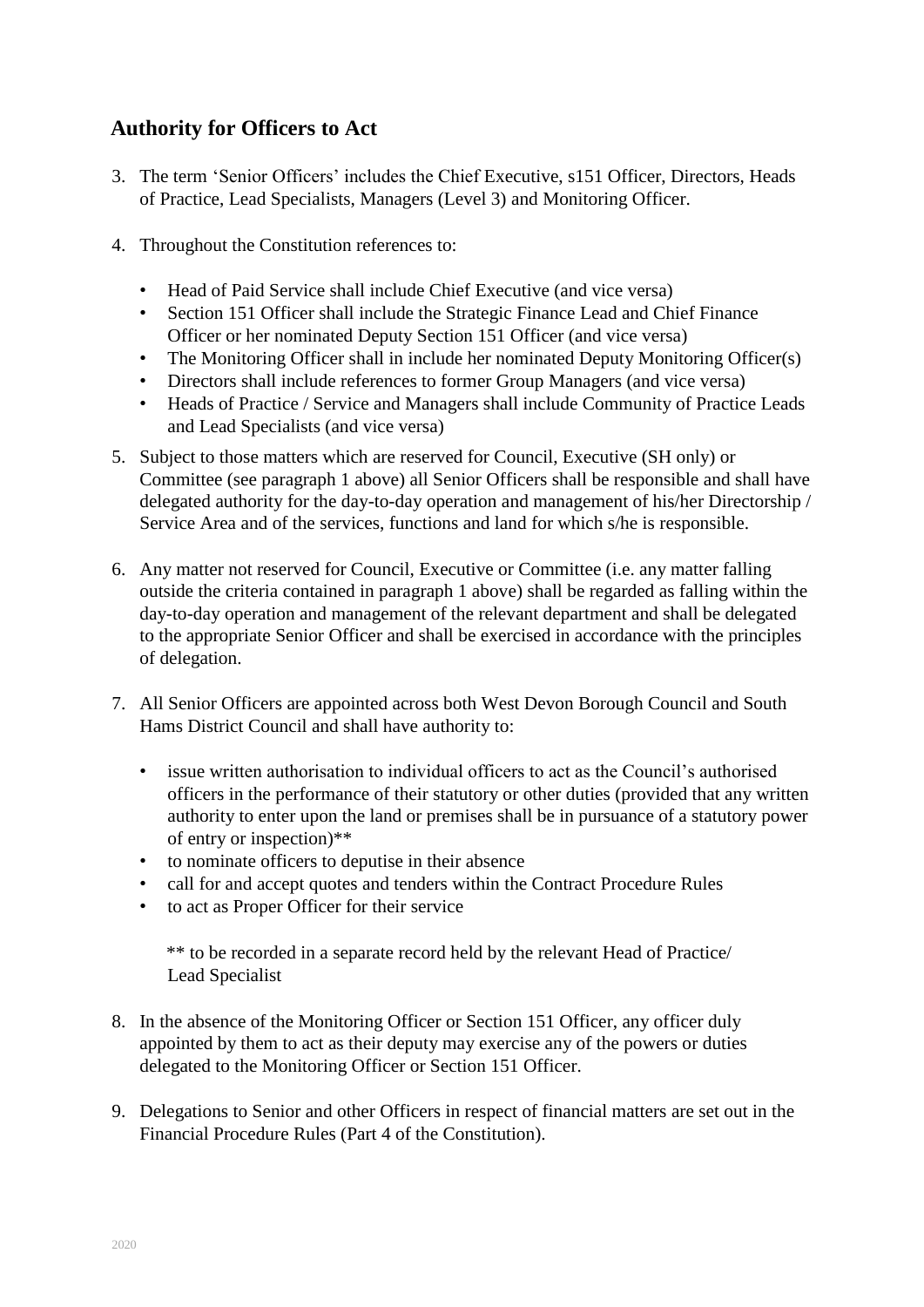## Authority for Officers to Act

3. The term 'Senior Officers' includes the Chief Executive, s151 Officer, Directors, Heads of Practice, Lead Specialists, Managers (Level 3) and Monitoring Officer.

4. Throughout the Constitution references to:

   - Head of Paid Service shall include Chief Executive (and vice versa)
   - Section 151 Officer shall include the Strategic Finance Lead and Chief Finance Officer or her nominated Deputy Section 151 Officer (and vice versa)
   - The Monitoring Officer shall in include her nominated Deputy Monitoring Officer(s)
   - Directors shall include references to former Group Managers (and vice versa)
   - Heads of Practice / Service and Managers shall include Community of Practice Leads and Lead Specialists (and vice versa)

5. Subject to those matters which are reserved for Council, Executive (SH only) or Committee (see paragraph 1 above) all Senior Officers shall be responsible and shall have delegated authority for the day-to-day operation and management of his/her Directorship / Service Area and of the services, functions and land for which s/he is responsible.

6. Any matter not reserved for Council, Executive or Committee (i.e. any matter falling outside the criteria contained in paragraph 1 above) shall be regarded as falling within the day-to-day operation and management of the relevant department and shall be delegated to the appropriate Senior Officer and shall be exercised in accordance with the principles of delegation.

7. All Senior Officers are appointed across both West Devon Borough Council and South Hams District Council and shall have authority to:

   - issue written authorisation to individual officers to act as the Council's authorised officers in the performance of their statutory or other duties (provided that any written authority to enter upon the land or premises shall be in pursuance of a statutory power of entry or inspection)**
   - to nominate officers to deputise in their absence
   - call for and accept quotes and tenders within the Contract Procedure Rules
   - to act as Proper Officer for their service

   ** to be recorded in a separate record held by the relevant Head of Practice/ Lead Specialist

8. In the absence of the Monitoring Officer or Section 151 Officer, any officer duly appointed by them to act as their deputy may exercise any of the powers or duties delegated to the Monitoring Officer or Section 151 Officer.

9. Delegations to Senior and other Officers in respect of financial matters are set out in the Financial Procedure Rules (Part 4 of the Constitution).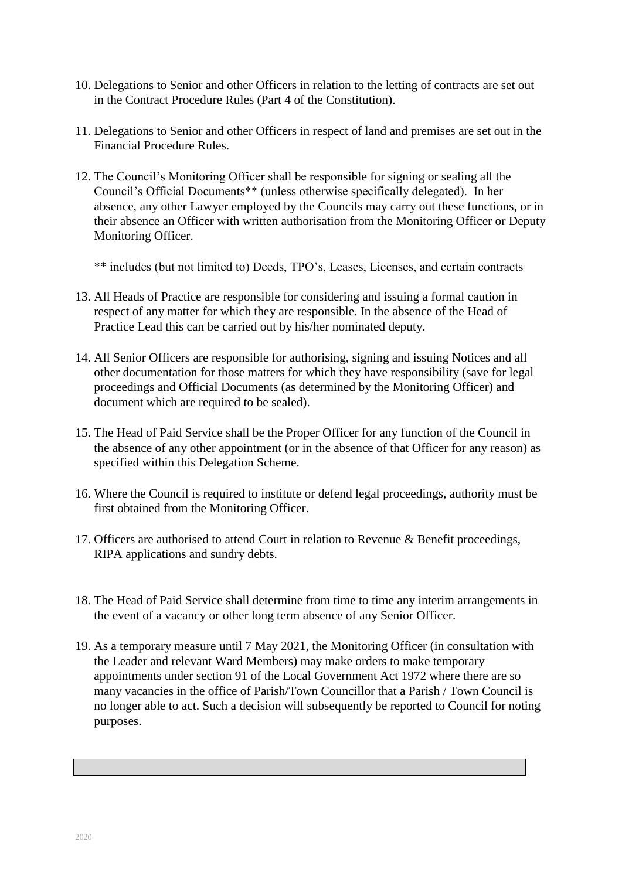10. Delegations to Senior and other Officers in relation to the letting of contracts are set out in the Contract Procedure Rules (Part 4 of the Constitution).

11. Delegations to Senior and other Officers in respect of land and premises are set out in the Financial Procedure Rules.

12. The Council's Monitoring Officer shall be responsible for signing or sealing all the Council's Official Documents** (unless otherwise specifically delegated). In her absence, any other Lawyer employed by the Councils may carry out these functions, or in their absence an Officer with written authorisation from the Monitoring Officer or Deputy Monitoring Officer.

    ** includes (but not limited to) Deeds, TPO's, Leases, Licenses, and certain contracts

13. All Heads of Practice are responsible for considering and issuing a formal caution in respect of any matter for which they are responsible. In the absence of the Head of Practice Lead this can be carried out by his/her nominated deputy.

14. All Senior Officers are responsible for authorising, signing and issuing Notices and all other documentation for those matters for which they have responsibility (save for legal proceedings and Official Documents (as determined by the Monitoring Officer) and document which are required to be sealed).

15. The Head of Paid Service shall be the Proper Officer for any function of the Council in the absence of any other appointment (or in the absence of that Officer for any reason) as specified within this Delegation Scheme.

16. Where the Council is required to institute or defend legal proceedings, authority must be first obtained from the Monitoring Officer.

17. Officers are authorised to attend Court in relation to Revenue & Benefit proceedings, RIPA applications and sundry debts.

18. The Head of Paid Service shall determine from time to time any interim arrangements in the event of a vacancy or other long term absence of any Senior Officer.

19. As a temporary measure until 7 May 2021, the Monitoring Officer (in consultation with the Leader and relevant Ward Members) may make orders to make temporary appointments under section 91 of the Local Government Act 1972 where there are so many vacancies in the office of Parish/Town Councillor that a Parish / Town Council is no longer able to act. Such a decision will subsequently be reported to Council for noting purposes.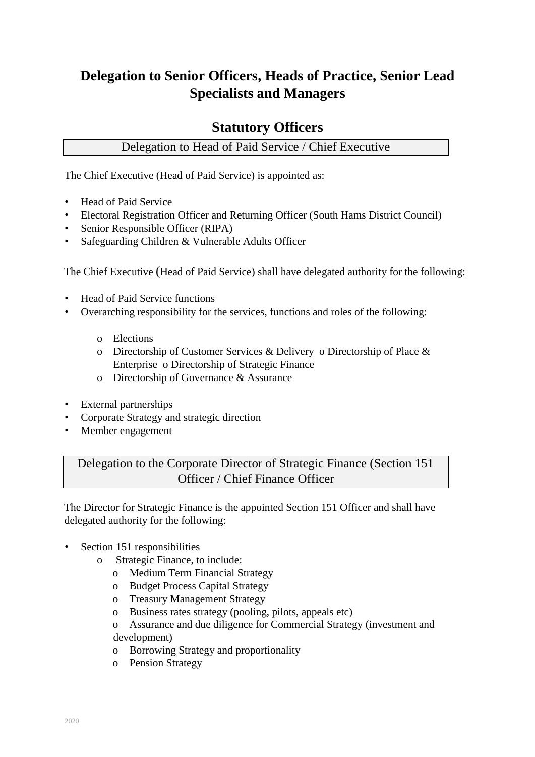# Delegation to Senior Officers, Heads of Practice, Senior Lead Specialists and Managers

## Statutory Officers

### Delegation to Head of Paid Service / Chief Executive

The Chief Executive (Head of Paid Service) is appointed as:

- Head of Paid Service
- Electoral Registration Officer and Returning Officer (South Hams District Council)
- Senior Responsible Officer (RIPA)
- Safeguarding Children & Vulnerable Adults Officer

The Chief Executive (Head of Paid Service) shall have delegated authority for the following:

- Head of Paid Service functions
- Overarching responsibility for the services, functions and roles of the following:
    - Elections
    - Directorship of Customer Services & Delivery
    - Directorship of Place & Enterprise
    - Directorship of Strategic Finance
    - Directorship of Governance & Assurance
- External partnerships
- Corporate Strategy and strategic direction
- Member engagement

### Delegation to the Corporate Director of Strategic Finance (Section 151 Officer / Chief Finance Officer

The Director for Strategic Finance is the appointed Section 151 Officer and shall have delegated authority for the following:

- Section 151 responsibilities
    - Strategic Finance, to include:
        - Medium Term Financial Strategy
        - Budget Process Capital Strategy
        - Treasury Management Strategy
        - Business rates strategy (pooling, pilots, appeals etc)
        - Assurance and due diligence for Commercial Strategy (investment and development)
        - Borrowing Strategy and proportionality
        - Pension Strategy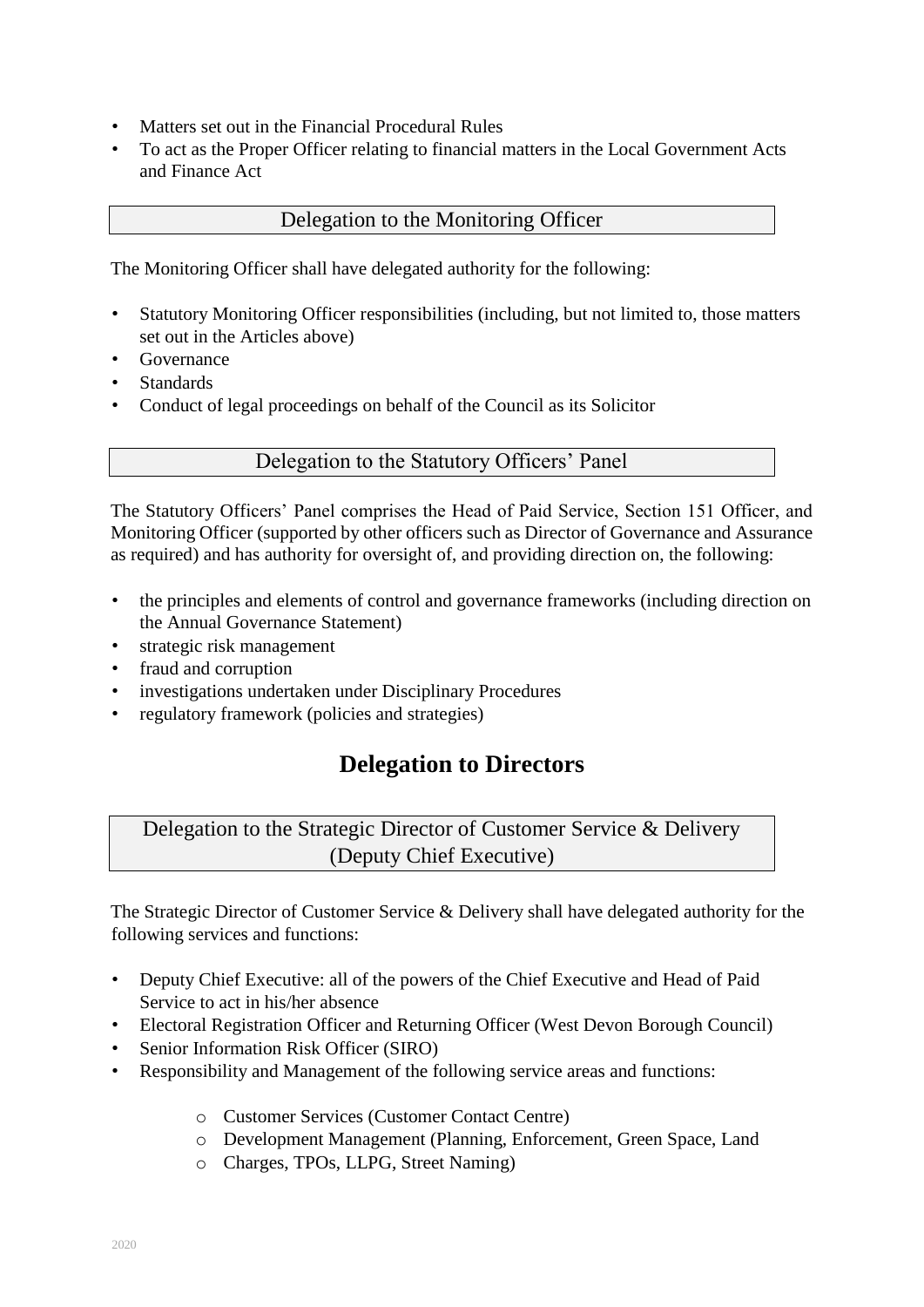- Matters set out in the Financial Procedural Rules
- To act as the Proper Officer relating to financial matters in the Local Government Acts and Finance Act

### Delegation to the Monitoring Officer

The Monitoring Officer shall have delegated authority for the following:

- Statutory Monitoring Officer responsibilities (including, but not limited to, those matters set out in the Articles above)
- Governance
- Standards
- Conduct of legal proceedings on behalf of the Council as its Solicitor

### Delegation to the Statutory Officers' Panel

The Statutory Officers' Panel comprises the Head of Paid Service, Section 151 Officer, and Monitoring Officer (supported by other officers such as Director of Governance and Assurance as required) and has authority for oversight of, and providing direction on, the following:

- the principles and elements of control and governance frameworks (including direction on the Annual Governance Statement)
- strategic risk management
- fraud and corruption
- investigations undertaken under Disciplinary Procedures
- regulatory framework (policies and strategies)

## Delegation to Directors

### Delegation to the Strategic Director of Customer Service & Delivery (Deputy Chief Executive)

The Strategic Director of Customer Service & Delivery shall have delegated authority for the following services and functions:

- Deputy Chief Executive: all of the powers of the Chief Executive and Head of Paid Service to act in his/her absence
- Electoral Registration Officer and Returning Officer (West Devon Borough Council)
- Senior Information Risk Officer (SIRO)
- Responsibility and Management of the following service areas and functions:
    - Customer Services (Customer Contact Centre)
    - Development Management (Planning, Enforcement, Green Space, Land
    - Charges, TPOs, LLPG, Street Naming)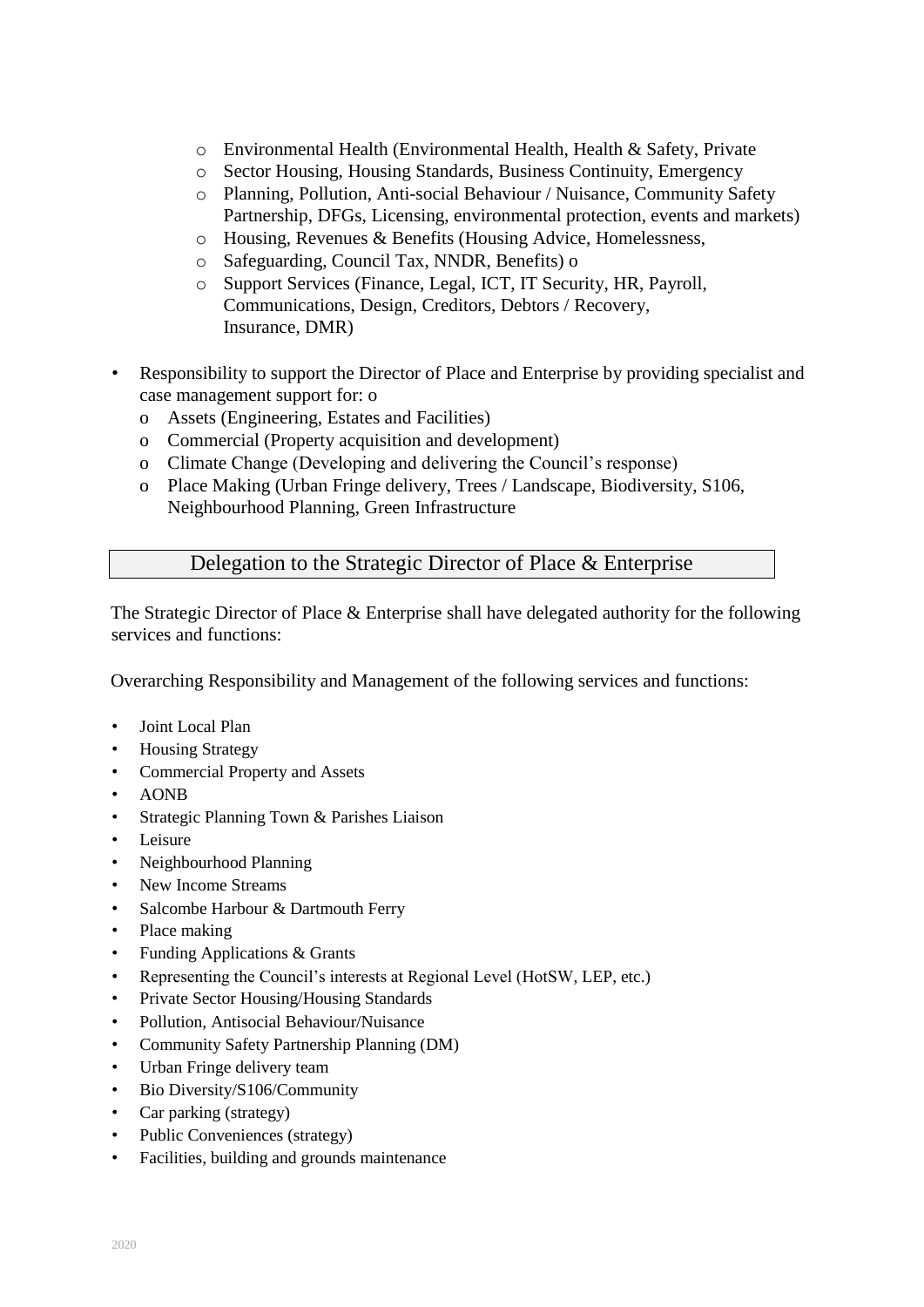- Environmental Health (Environmental Health, Health & Safety, Private
  - Sector Housing, Housing Standards, Business Continuity, Emergency
  - Planning, Pollution, Anti-social Behaviour / Nuisance, Community Safety Partnership, DFGs, Licensing, environmental protection, events and markets)
  - Housing, Revenues & Benefits (Housing Advice, Homelessness,
  - Safeguarding, Council Tax, NNDR, Benefits) o
  - Support Services (Finance, Legal, ICT, IT Security, HR, Payroll, Communications, Design, Creditors, Debtors / Recovery, Insurance, DMR)

- Responsibility to support the Director of Place and Enterprise by providing specialist and case management support for: o
  - Assets (Engineering, Estates and Facilities)
  - Commercial (Property acquisition and development)
  - Climate Change (Developing and delivering the Council's response)
  - Place Making (Urban Fringe delivery, Trees / Landscape, Biodiversity, S106, Neighbourhood Planning, Green Infrastructure

## Delegation to the Strategic Director of Place & Enterprise

The Strategic Director of Place & Enterprise shall have delegated authority for the following services and functions:

Overarching Responsibility and Management of the following services and functions:

- Joint Local Plan
- Housing Strategy
- Commercial Property and Assets
- AONB
- Strategic Planning Town & Parishes Liaison
- Leisure
- Neighbourhood Planning
- New Income Streams
- Salcombe Harbour & Dartmouth Ferry
- Place making
- Funding Applications & Grants
- Representing the Council's interests at Regional Level (HotSW, LEP, etc.)
- Private Sector Housing/Housing Standards
- Pollution, Antisocial Behaviour/Nuisance
- Community Safety Partnership Planning (DM)
- Urban Fringe delivery team
- Bio Diversity/S106/Community
- Car parking (strategy)
- Public Conveniences (strategy)
- Facilities, building and grounds maintenance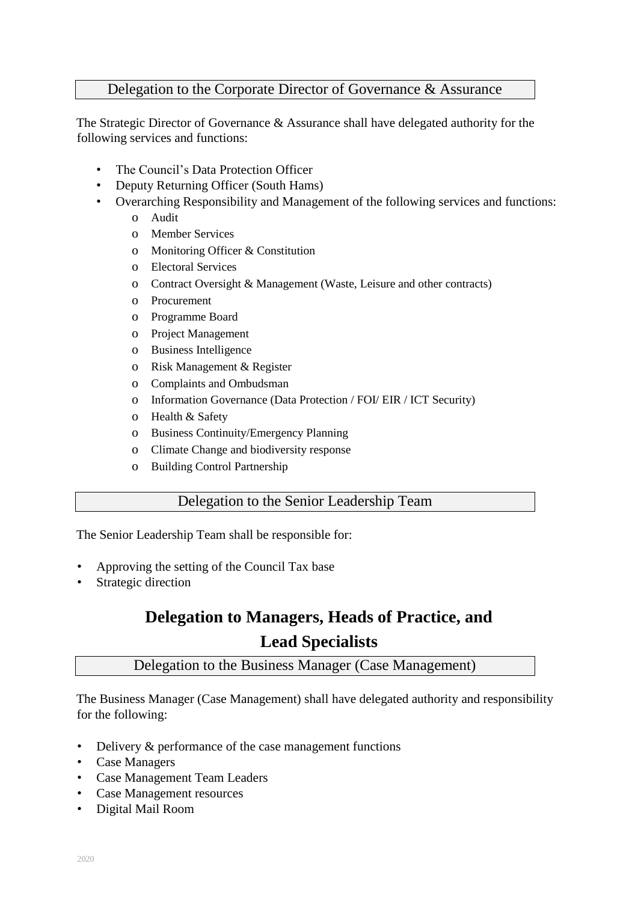## Delegation to the Corporate Director of Governance & Assurance

The Strategic Director of Governance & Assurance shall have delegated authority for the following services and functions:

- The Council's Data Protection Officer
- Deputy Returning Officer (South Hams)
- Overarching Responsibility and Management of the following services and functions:
  - Audit
  - Member Services
  - Monitoring Officer & Constitution
  - Electoral Services
  - Contract Oversight & Management (Waste, Leisure and other contracts)
  - Procurement
  - Programme Board
  - Project Management
  - Business Intelligence
  - Risk Management & Register
  - Complaints and Ombudsman
  - Information Governance (Data Protection / FOI/ EIR / ICT Security)
  - Health & Safety
  - Business Continuity/Emergency Planning
  - Climate Change and biodiversity response
  - Building Control Partnership

## Delegation to the Senior Leadership Team

The Senior Leadership Team shall be responsible for:

- Approving the setting of the Council Tax base
- Strategic direction

# Delegation to Managers, Heads of Practice, and Lead Specialists

## Delegation to the Business Manager (Case Management)

The Business Manager (Case Management) shall have delegated authority and responsibility for the following:

- Delivery & performance of the case management functions
- Case Managers
- Case Management Team Leaders
- Case Management resources
- Digital Mail Room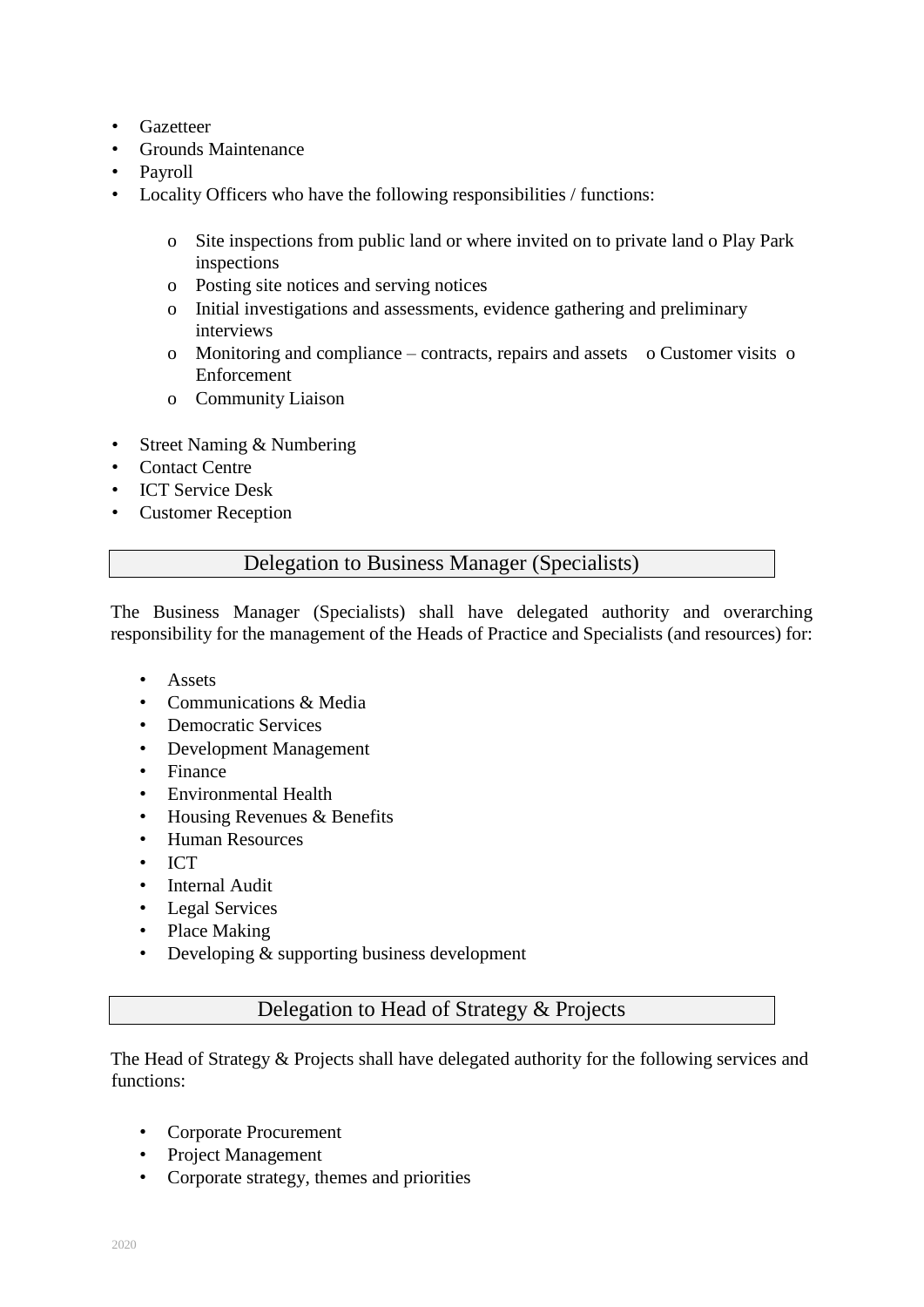- Gazetteer
- Grounds Maintenance
- Payroll
- Locality Officers who have the following responsibilities / functions:

    - Site inspections from public land or where invited on to private land o Play Park inspections
    - Posting site notices and serving notices
    - Initial investigations and assessments, evidence gathering and preliminary interviews
    - Monitoring and compliance – contracts, repairs and assets o Customer visits o Enforcement
    - Community Liaison

- Street Naming & Numbering
- Contact Centre
- ICT Service Desk
- Customer Reception

## Delegation to Business Manager (Specialists)

The Business Manager (Specialists) shall have delegated authority and overarching responsibility for the management of the Heads of Practice and Specialists (and resources) for:

- Assets
- Communications & Media
- Democratic Services
- Development Management
- Finance
- Environmental Health
- Housing Revenues & Benefits
- Human Resources
- ICT
- Internal Audit
- Legal Services
- Place Making
- Developing & supporting business development

## Delegation to Head of Strategy & Projects

The Head of Strategy & Projects shall have delegated authority for the following services and functions:

- Corporate Procurement
- Project Management
- Corporate strategy, themes and priorities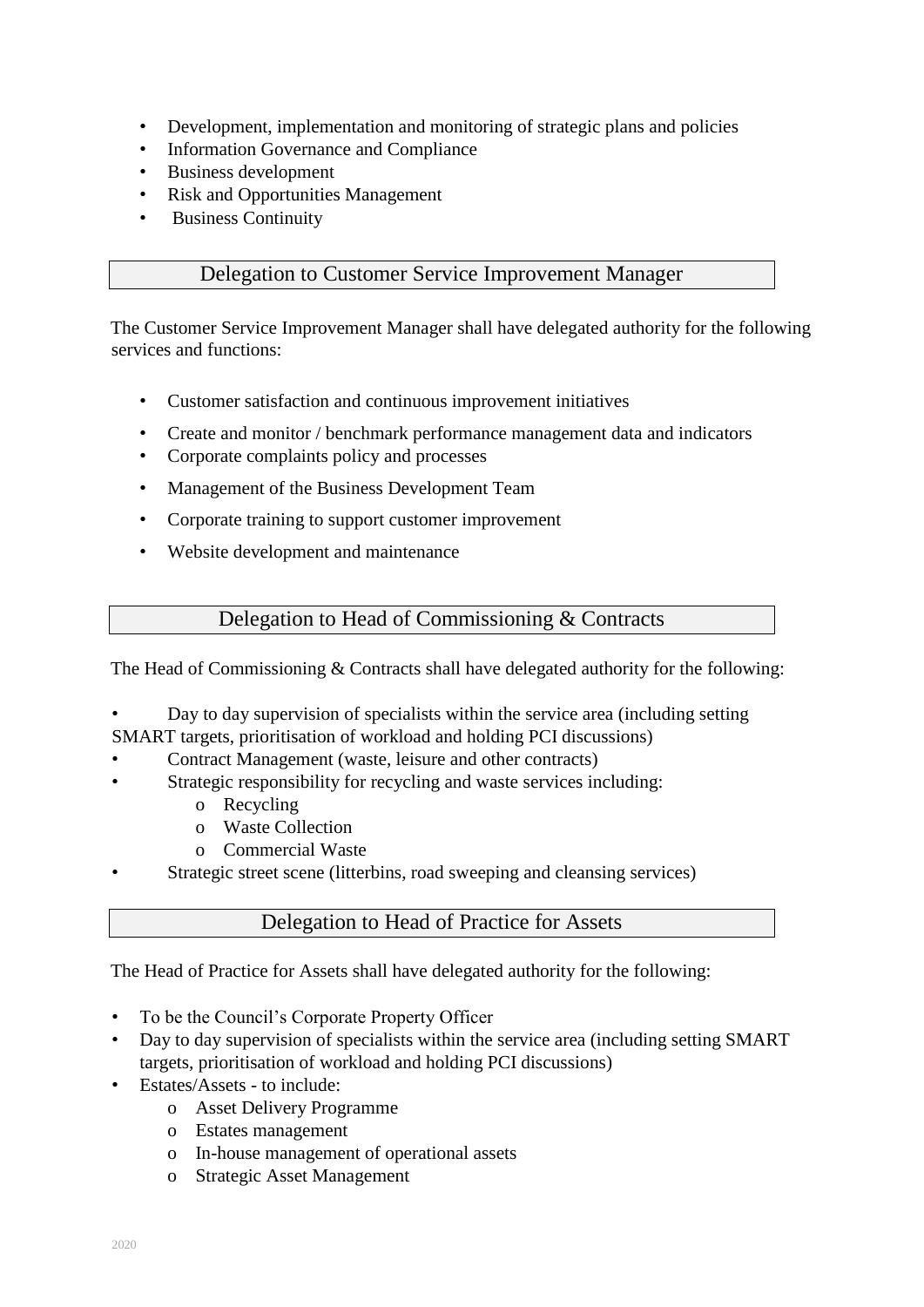- Development, implementation and monitoring of strategic plans and policies
- Information Governance and Compliance
- Business development
- Risk and Opportunities Management
- Business Continuity

## Delegation to Customer Service Improvement Manager

The Customer Service Improvement Manager shall have delegated authority for the following services and functions:

- Customer satisfaction and continuous improvement initiatives
- Create and monitor / benchmark performance management data and indicators
- Corporate complaints policy and processes
- Management of the Business Development Team
- Corporate training to support customer improvement
- Website development and maintenance

## Delegation to Head of Commissioning & Contracts

The Head of Commissioning & Contracts shall have delegated authority for the following:

- Day to day supervision of specialists within the service area (including setting SMART targets, prioritisation of workload and holding PCI discussions)
- Contract Management (waste, leisure and other contracts)
- Strategic responsibility for recycling and waste services including:
  - Recycling
  - Waste Collection
  - Commercial Waste
- Strategic street scene (litterbins, road sweeping and cleansing services)

## Delegation to Head of Practice for Assets

The Head of Practice for Assets shall have delegated authority for the following:

- To be the Council's Corporate Property Officer
- Day to day supervision of specialists within the service area (including setting SMART targets, prioritisation of workload and holding PCI discussions)
- Estates/Assets - to include:
  - Asset Delivery Programme
  - Estates management
  - In-house management of operational assets
  - Strategic Asset Management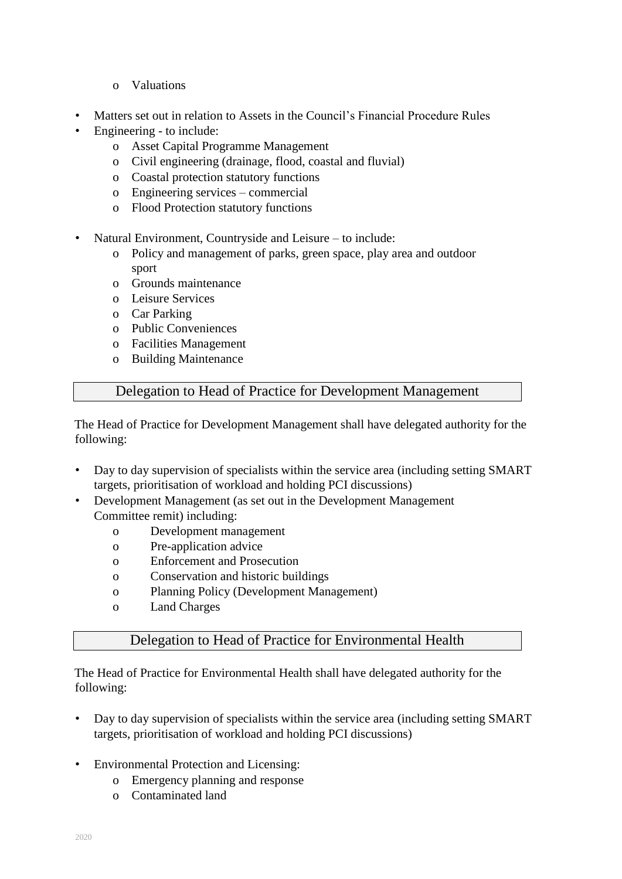- Valuations

- Matters set out in relation to Assets in the Council's Financial Procedure Rules
- Engineering - to include:
  - Asset Capital Programme Management
  - Civil engineering (drainage, flood, coastal and fluvial)
  - Coastal protection statutory functions
  - Engineering services – commercial
  - Flood Protection statutory functions

- Natural Environment, Countryside and Leisure – to include:
  - Policy and management of parks, green space, play area and outdoor sport
  - Grounds maintenance
  - Leisure Services
  - Car Parking
  - Public Conveniences
  - Facilities Management
  - Building Maintenance

## Delegation to Head of Practice for Development Management

The Head of Practice for Development Management shall have delegated authority for the following:

- Day to day supervision of specialists within the service area (including setting SMART targets, prioritisation of workload and holding PCI discussions)
- Development Management (as set out in the Development Management Committee remit) including:
  - Development management
  - Pre-application advice
  - Enforcement and Prosecution
  - Conservation and historic buildings
  - Planning Policy (Development Management)
  - Land Charges

## Delegation to Head of Practice for Environmental Health

The Head of Practice for Environmental Health shall have delegated authority for the following:

- Day to day supervision of specialists within the service area (including setting SMART targets, prioritisation of workload and holding PCI discussions)

- Environmental Protection and Licensing:
  - Emergency planning and response
  - Contaminated land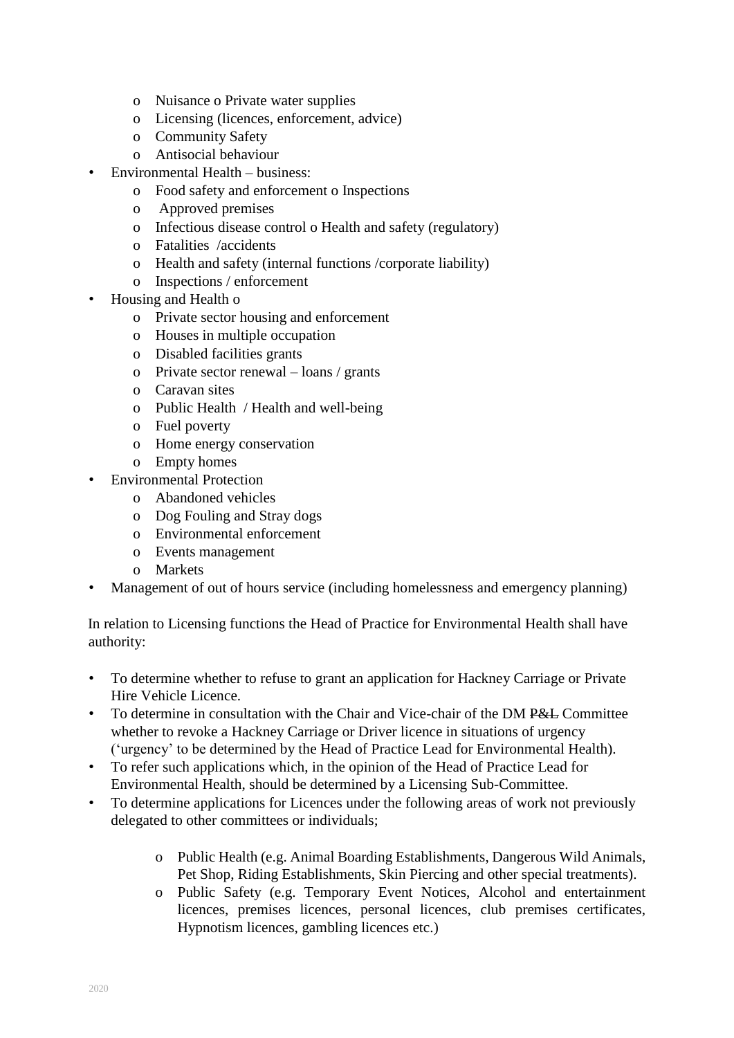- Nuisance o Private water supplies
  - Licensing (licences, enforcement, advice)
  - Community Safety
  - Antisocial behaviour
- Environmental Health – business:
  - Food safety and enforcement o Inspections
  - Approved premises
  - Infectious disease control o Health and safety (regulatory)
  - Fatalities /accidents
  - Health and safety (internal functions /corporate liability)
  - Inspections / enforcement
- Housing and Health o
  - Private sector housing and enforcement
  - Houses in multiple occupation
  - Disabled facilities grants
  - Private sector renewal – loans / grants
  - Caravan sites
  - Public Health / Health and well-being
  - Fuel poverty
  - Home energy conservation
  - Empty homes
- Environmental Protection
  - Abandoned vehicles
  - Dog Fouling and Stray dogs
  - Environmental enforcement
  - Events management
  - Markets
- Management of out of hours service (including homelessness and emergency planning)

In relation to Licensing functions the Head of Practice for Environmental Health shall have authority:

- To determine whether to refuse to grant an application for Hackney Carriage or Private Hire Vehicle Licence.
- To determine in consultation with the Chair and Vice-chair of the DM ~~P&L~~ Committee whether to revoke a Hackney Carriage or Driver licence in situations of urgency ('urgency' to be determined by the Head of Practice Lead for Environmental Health).
- To refer such applications which, in the opinion of the Head of Practice Lead for Environmental Health, should be determined by a Licensing Sub-Committee.
- To determine applications for Licences under the following areas of work not previously delegated to other committees or individuals;
  - Public Health (e.g. Animal Boarding Establishments, Dangerous Wild Animals, Pet Shop, Riding Establishments, Skin Piercing and other special treatments).
  - Public Safety (e.g. Temporary Event Notices, Alcohol and entertainment licences, premises licences, personal licences, club premises certificates, Hypnotism licences, gambling licences etc.)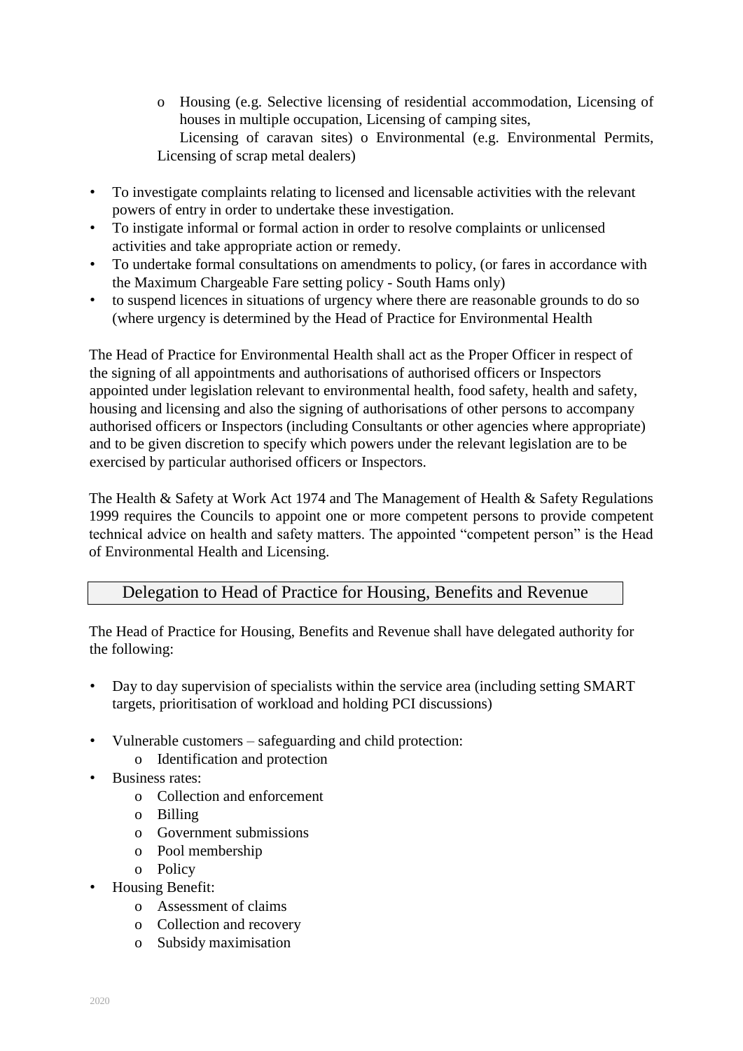- Housing (e.g. Selective licensing of residential accommodation, Licensing of houses in multiple occupation, Licensing of camping sites, Licensing of caravan sites)
  - Environmental (e.g. Environmental Permits, Licensing of scrap metal dealers)

- To investigate complaints relating to licensed and licensable activities with the relevant powers of entry in order to undertake these investigation.
- To instigate informal or formal action in order to resolve complaints or unlicensed activities and take appropriate action or remedy.
- To undertake formal consultations on amendments to policy, (or fares in accordance with the Maximum Chargeable Fare setting policy - South Hams only)
- to suspend licences in situations of urgency where there are reasonable grounds to do so (where urgency is determined by the Head of Practice for Environmental Health

The Head of Practice for Environmental Health shall act as the Proper Officer in respect of the signing of all appointments and authorisations of authorised officers or Inspectors appointed under legislation relevant to environmental health, food safety, health and safety, housing and licensing and also the signing of authorisations of other persons to accompany authorised officers or Inspectors (including Consultants or other agencies where appropriate) and to be given discretion to specify which powers under the relevant legislation are to be exercised by particular authorised officers or Inspectors.

The Health & Safety at Work Act 1974 and The Management of Health & Safety Regulations 1999 requires the Councils to appoint one or more competent persons to provide competent technical advice on health and safety matters. The appointed "competent person" is the Head of Environmental Health and Licensing.

## Delegation to Head of Practice for Housing, Benefits and Revenue

The Head of Practice for Housing, Benefits and Revenue shall have delegated authority for the following:

- Day to day supervision of specialists within the service area (including setting SMART targets, prioritisation of workload and holding PCI discussions)

- Vulnerable customers – safeguarding and child protection:
  - Identification and protection
- Business rates:
  - Collection and enforcement
  - Billing
  - Government submissions
  - Pool membership
  - Policy
- Housing Benefit:
  - Assessment of claims
  - Collection and recovery
  - Subsidy maximisation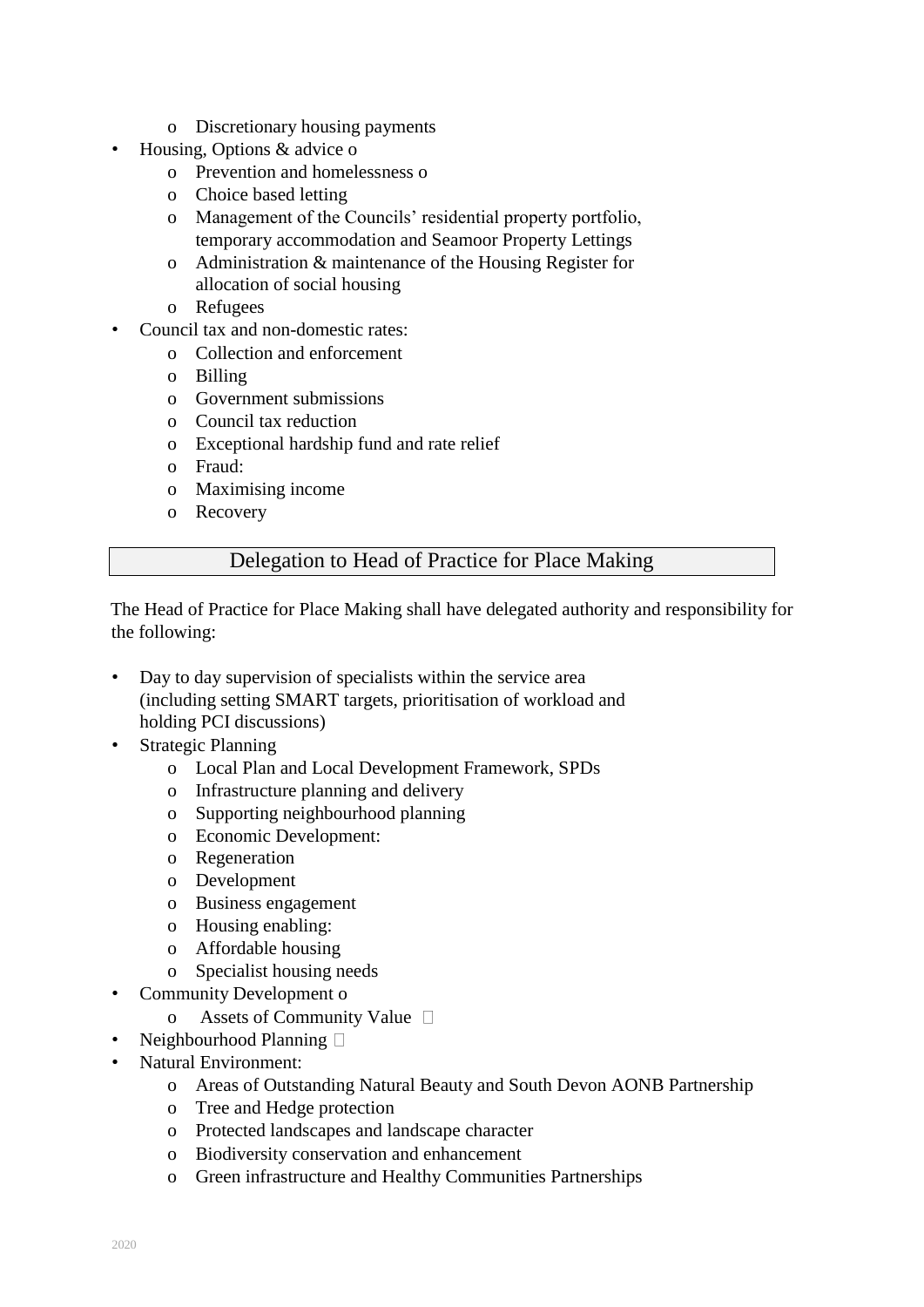- Discretionary housing payments
- Housing, Options & advice o
  - Prevention and homelessness o
  - Choice based letting
  - Management of the Councils' residential property portfolio, temporary accommodation and Seamoor Property Lettings
  - Administration & maintenance of the Housing Register for allocation of social housing
  - Refugees
- Council tax and non-domestic rates:
  - Collection and enforcement
  - Billing
  - Government submissions
  - Council tax reduction
  - Exceptional hardship fund and rate relief
  - Fraud:
  - Maximising income
  - Recovery

## Delegation to Head of Practice for Place Making

The Head of Practice for Place Making shall have delegated authority and responsibility for the following:

- Day to day supervision of specialists within the service area (including setting SMART targets, prioritisation of workload and holding PCI discussions)
- Strategic Planning
  - Local Plan and Local Development Framework, SPDs
  - Infrastructure planning and delivery
  - Supporting neighbourhood planning
  - Economic Development:
  - Regeneration
  - Development
  - Business engagement
  - Housing enabling:
  - Affordable housing
  - Specialist housing needs
- Community Development o
  - Assets of Community Value 
- Neighbourhood Planning 
- Natural Environment:
  - Areas of Outstanding Natural Beauty and South Devon AONB Partnership
  - Tree and Hedge protection
  - Protected landscapes and landscape character
  - Biodiversity conservation and enhancement
  - Green infrastructure and Healthy Communities Partnerships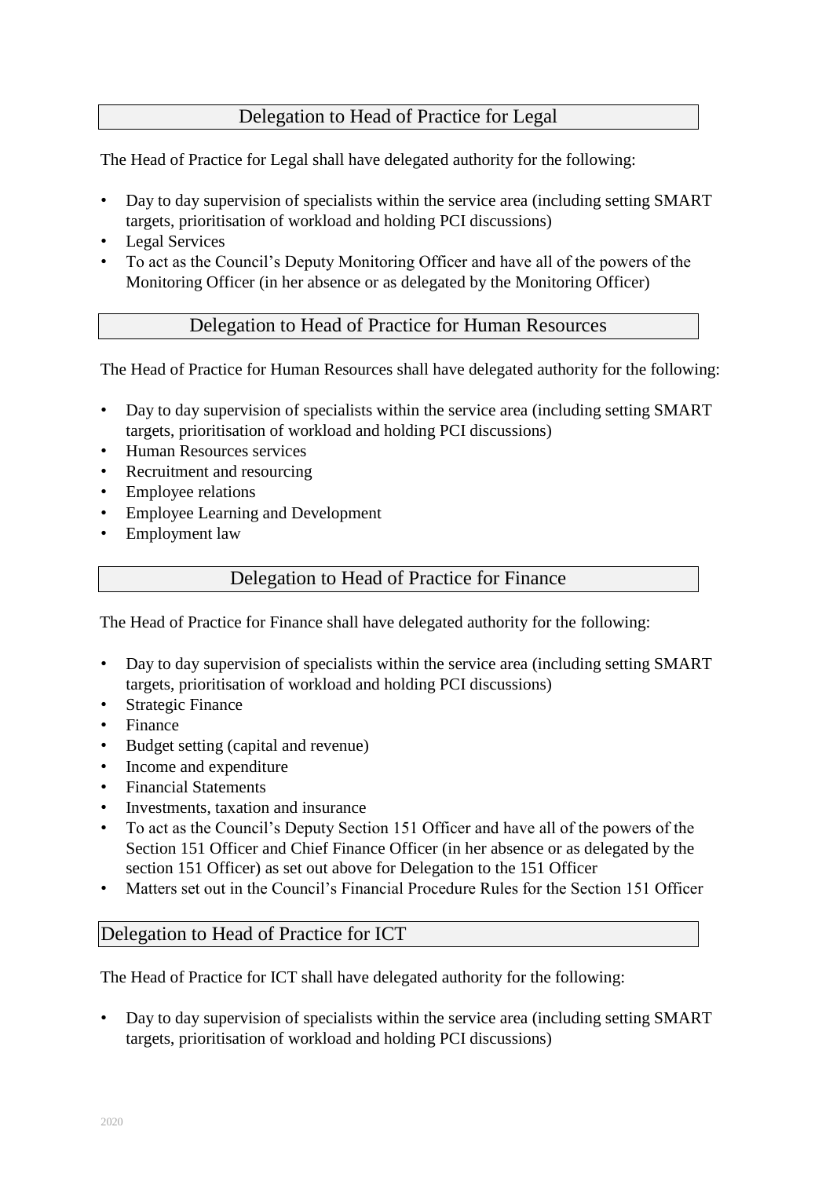## Delegation to Head of Practice for Legal

The Head of Practice for Legal shall have delegated authority for the following:

- Day to day supervision of specialists within the service area (including setting SMART targets, prioritisation of workload and holding PCI discussions)
- Legal Services
- To act as the Council's Deputy Monitoring Officer and have all of the powers of the Monitoring Officer (in her absence or as delegated by the Monitoring Officer)

## Delegation to Head of Practice for Human Resources

The Head of Practice for Human Resources shall have delegated authority for the following:

- Day to day supervision of specialists within the service area (including setting SMART targets, prioritisation of workload and holding PCI discussions)
- Human Resources services
- Recruitment and resourcing
- Employee relations
- Employee Learning and Development
- Employment law

## Delegation to Head of Practice for Finance

The Head of Practice for Finance shall have delegated authority for the following:

- Day to day supervision of specialists within the service area (including setting SMART targets, prioritisation of workload and holding PCI discussions)
- Strategic Finance
- Finance
- Budget setting (capital and revenue)
- Income and expenditure
- Financial Statements
- Investments, taxation and insurance
- To act as the Council's Deputy Section 151 Officer and have all of the powers of the Section 151 Officer and Chief Finance Officer (in her absence or as delegated by the section 151 Officer) as set out above for Delegation to the 151 Officer
- Matters set out in the Council's Financial Procedure Rules for the Section 151 Officer

## Delegation to Head of Practice for ICT

The Head of Practice for ICT shall have delegated authority for the following:

- Day to day supervision of specialists within the service area (including setting SMART targets, prioritisation of workload and holding PCI discussions)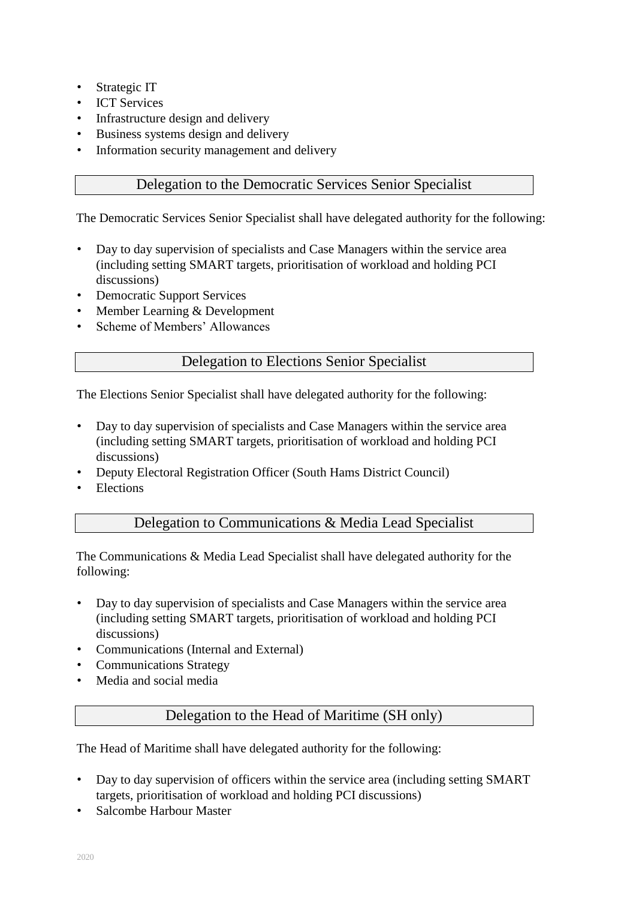- Strategic IT
- ICT Services
- Infrastructure design and delivery
- Business systems design and delivery
- Information security management and delivery

## Delegation to the Democratic Services Senior Specialist

The Democratic Services Senior Specialist shall have delegated authority for the following:

- Day to day supervision of specialists and Case Managers within the service area (including setting SMART targets, prioritisation of workload and holding PCI discussions)
- Democratic Support Services
- Member Learning & Development
- Scheme of Members' Allowances

## Delegation to Elections Senior Specialist

The Elections Senior Specialist shall have delegated authority for the following:

- Day to day supervision of specialists and Case Managers within the service area (including setting SMART targets, prioritisation of workload and holding PCI discussions)
- Deputy Electoral Registration Officer (South Hams District Council)
- Elections

## Delegation to Communications & Media Lead Specialist

The Communications & Media Lead Specialist shall have delegated authority for the following:

- Day to day supervision of specialists and Case Managers within the service area (including setting SMART targets, prioritisation of workload and holding PCI discussions)
- Communications (Internal and External)
- Communications Strategy
- Media and social media

## Delegation to the Head of Maritime (SH only)

The Head of Maritime shall have delegated authority for the following:

- Day to day supervision of officers within the service area (including setting SMART targets, prioritisation of workload and holding PCI discussions)
- Salcombe Harbour Master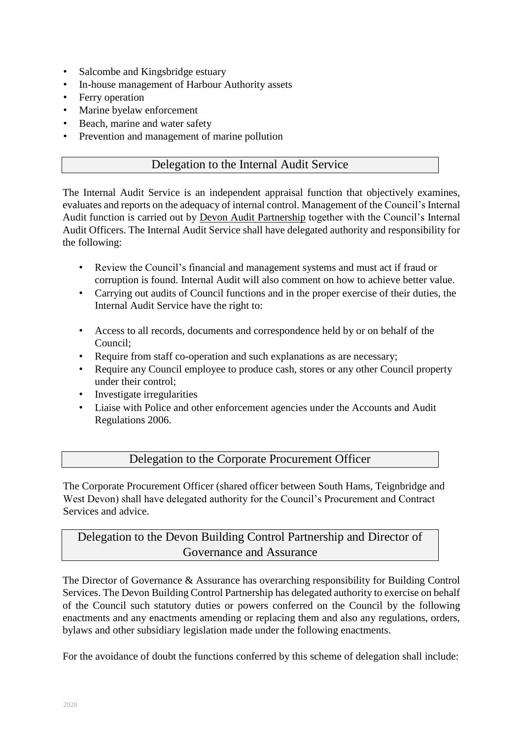- Salcombe and Kingsbridge estuary
- In-house management of Harbour Authority assets
- Ferry operation
- Marine byelaw enforcement
- Beach, marine and water safety
- Prevention and management of marine pollution

## Delegation to the Internal Audit Service

The Internal Audit Service is an independent appraisal function that objectively examines, evaluates and reports on the adequacy of internal control. Management of the Council's Internal Audit function is carried out by Devon Audit Partnership together with the Council's Internal Audit Officers. The Internal Audit Service shall have delegated authority and responsibility for the following:

- Review the Council's financial and management systems and must act if fraud or corruption is found. Internal Audit will also comment on how to achieve better value.
- Carrying out audits of Council functions and in the proper exercise of their duties, the Internal Audit Service have the right to:

- Access to all records, documents and correspondence held by or on behalf of the Council;
- Require from staff co-operation and such explanations as are necessary;
- Require any Council employee to produce cash, stores or any other Council property under their control;
- Investigate irregularities
- Liaise with Police and other enforcement agencies under the Accounts and Audit Regulations 2006.

## Delegation to the Corporate Procurement Officer

The Corporate Procurement Officer (shared officer between South Hams, Teignbridge and West Devon) shall have delegated authority for the Council's Procurement and Contract Services and advice.

## Delegation to the Devon Building Control Partnership and Director of Governance and Assurance

The Director of Governance & Assurance has overarching responsibility for Building Control Services. The Devon Building Control Partnership has delegated authority to exercise on behalf of the Council such statutory duties or powers conferred on the Council by the following enactments and any enactments amending or replacing them and also any regulations, orders, bylaws and other subsidiary legislation made under the following enactments.

For the avoidance of doubt the functions conferred by this scheme of delegation shall include: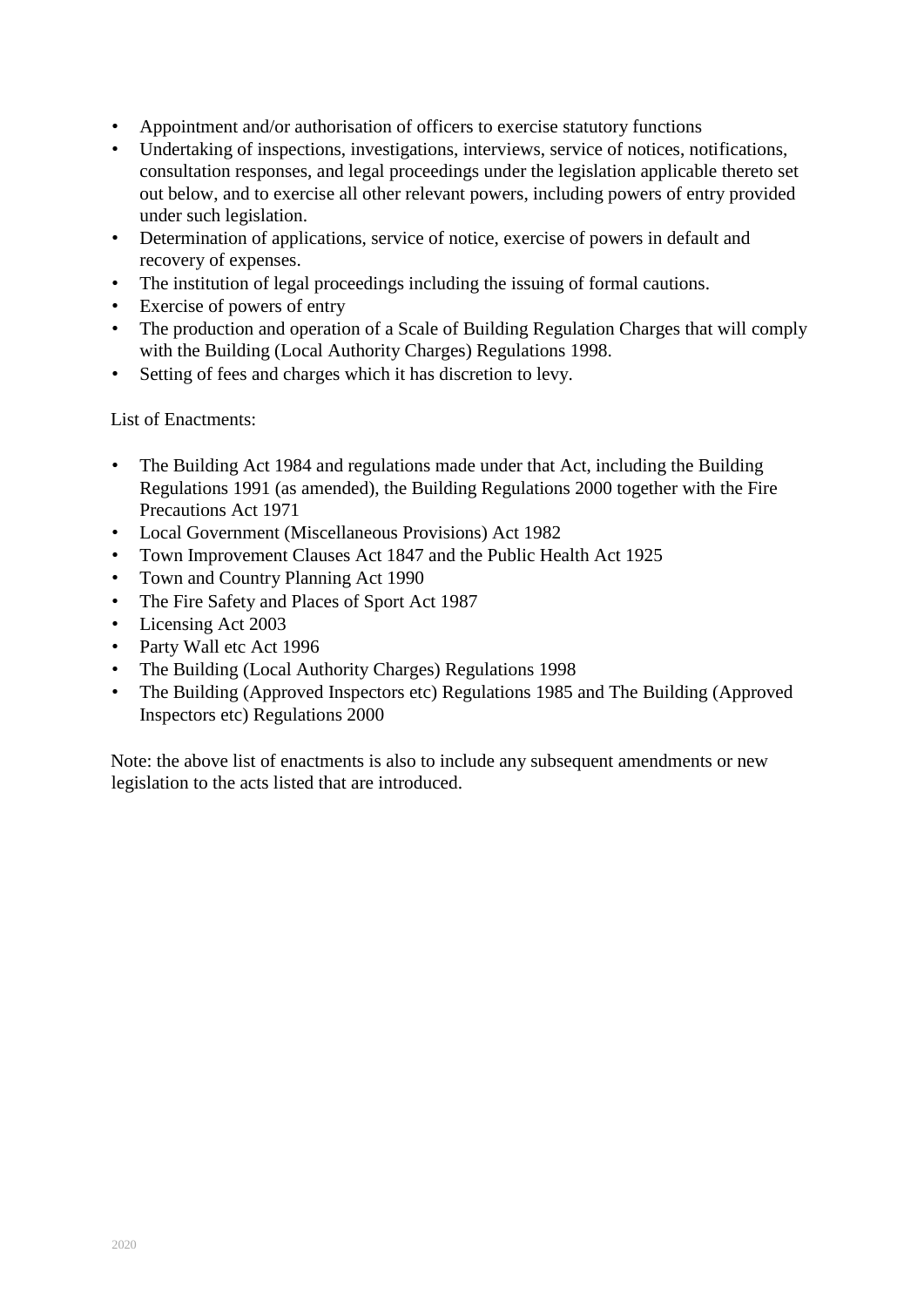- Appointment and/or authorisation of officers to exercise statutory functions
- Undertaking of inspections, investigations, interviews, service of notices, notifications, consultation responses, and legal proceedings under the legislation applicable thereto set out below, and to exercise all other relevant powers, including powers of entry provided under such legislation.
- Determination of applications, service of notice, exercise of powers in default and recovery of expenses.
- The institution of legal proceedings including the issuing of formal cautions.
- Exercise of powers of entry
- The production and operation of a Scale of Building Regulation Charges that will comply with the Building (Local Authority Charges) Regulations 1998.
- Setting of fees and charges which it has discretion to levy.

List of Enactments:

- The Building Act 1984 and regulations made under that Act, including the Building Regulations 1991 (as amended), the Building Regulations 2000 together with the Fire Precautions Act 1971
- Local Government (Miscellaneous Provisions) Act 1982
- Town Improvement Clauses Act 1847 and the Public Health Act 1925
- Town and Country Planning Act 1990
- The Fire Safety and Places of Sport Act 1987
- Licensing Act 2003
- Party Wall etc Act 1996
- The Building (Local Authority Charges) Regulations 1998
- The Building (Approved Inspectors etc) Regulations 1985 and The Building (Approved Inspectors etc) Regulations 2000

Note: the above list of enactments is also to include any subsequent amendments or new legislation to the acts listed that are introduced.